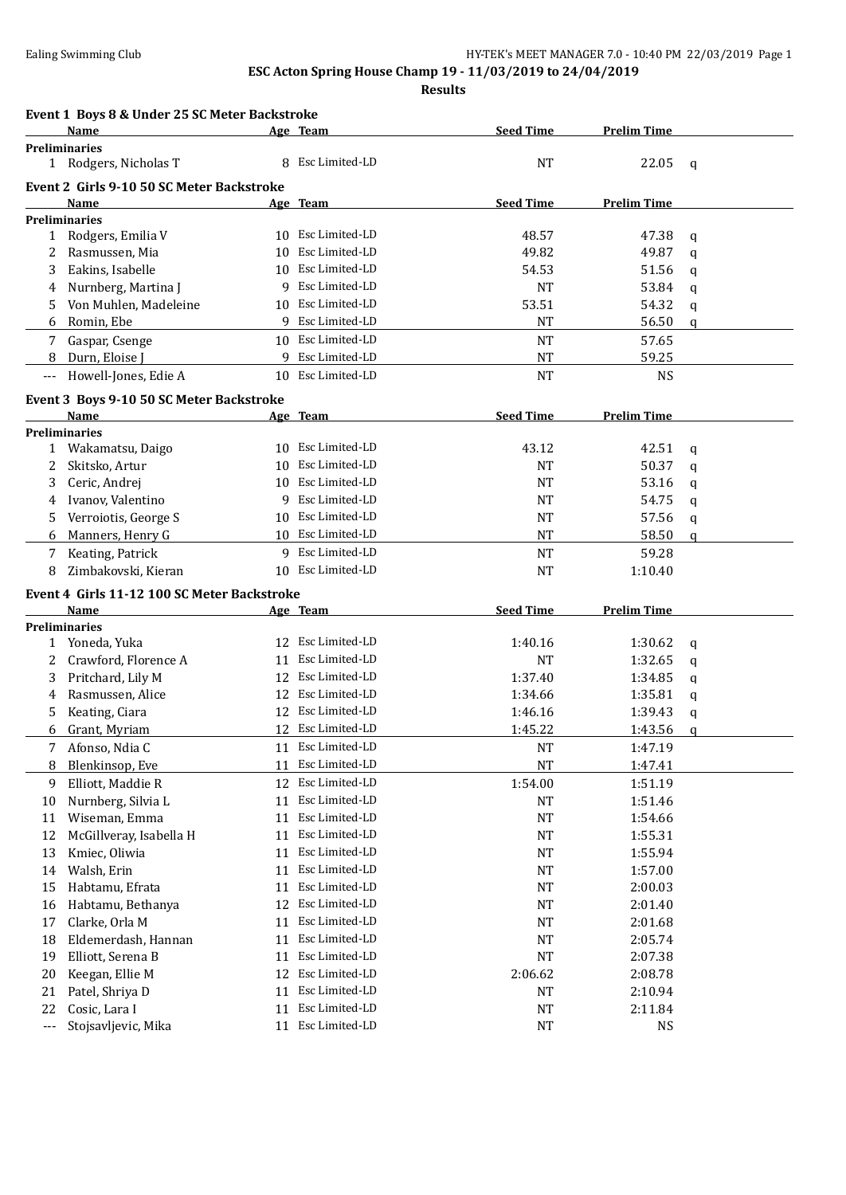**ESC Acton Spring House Champ 19 - 11/03/2019 to 24/04/2019**

**Results**

### Event 1 Boys 8 & Under 25 SC Meter Backstroke

| | Name | Age | Team | Seed Time | Prelim Time | |
|---|---|---|---|---|---|---|
| **Preliminaries** | | | | | | |
| 1 | Rodgers, Nicholas T | 8 | Esc Limited-LD | NT | 22.05 | q |

### Event 2 Girls 9-10 50 SC Meter Backstroke

| | Name | Age | Team | Seed Time | Prelim Time | |
|---|---|---|---|---|---|---|
| **Preliminaries** | | | | | | |
| 1 | Rodgers, Emilia V | 10 | Esc Limited-LD | 48.57 | 47.38 | q |
| 2 | Rasmussen, Mia | 10 | Esc Limited-LD | 49.82 | 49.87 | q |
| 3 | Eakins, Isabelle | 10 | Esc Limited-LD | 54.53 | 51.56 | q |
| 4 | Nurnberg, Martina J | 9 | Esc Limited-LD | NT | 53.84 | q |
| 5 | Von Muhlen, Madeleine | 10 | Esc Limited-LD | 53.51 | 54.32 | q |
| 6 | Romin, Ebe | 9 | Esc Limited-LD | NT | 56.50 | q |
| 7 | Gaspar, Csenge | 10 | Esc Limited-LD | NT | 57.65 | |
| 8 | Durn, Eloise J | 9 | Esc Limited-LD | NT | 59.25 | |
| --- | Howell-Jones, Edie A | 10 | Esc Limited-LD | NT | NS | |

### Event 3 Boys 9-10 50 SC Meter Backstroke

| | Name | Age | Team | Seed Time | Prelim Time | |
|---|---|---|---|---|---|---|
| **Preliminaries** | | | | | | |
| 1 | Wakamatsu, Daigo | 10 | Esc Limited-LD | 43.12 | 42.51 | q |
| 2 | Skitsko, Artur | 10 | Esc Limited-LD | NT | 50.37 | q |
| 3 | Ceric, Andrej | 10 | Esc Limited-LD | NT | 53.16 | q |
| 4 | Ivanov, Valentino | 9 | Esc Limited-LD | NT | 54.75 | q |
| 5 | Verroiotis, George S | 10 | Esc Limited-LD | NT | 57.56 | q |
| 6 | Manners, Henry G | 10 | Esc Limited-LD | NT | 58.50 | q |
| 7 | Keating, Patrick | 9 | Esc Limited-LD | NT | 59.28 | |
| 8 | Zimbakovski, Kieran | 10 | Esc Limited-LD | NT | 1:10.40 | |

### Event 4 Girls 11-12 100 SC Meter Backstroke

| | Name | Age | Team | Seed Time | Prelim Time | |
|---|---|---|---|---|---|---|
| **Preliminaries** | | | | | | |
| 1 | Yoneda, Yuka | 12 | Esc Limited-LD | 1:40.16 | 1:30.62 | q |
| 2 | Crawford, Florence A | 11 | Esc Limited-LD | NT | 1:32.65 | q |
| 3 | Pritchard, Lily M | 12 | Esc Limited-LD | 1:37.40 | 1:34.85 | q |
| 4 | Rasmussen, Alice | 12 | Esc Limited-LD | 1:34.66 | 1:35.81 | q |
| 5 | Keating, Ciara | 12 | Esc Limited-LD | 1:46.16 | 1:39.43 | q |
| 6 | Grant, Myriam | 12 | Esc Limited-LD | 1:45.22 | 1:43.56 | q |
| 7 | Afonso, Ndia C | 11 | Esc Limited-LD | NT | 1:47.19 | |
| 8 | Blenkinsop, Eve | 11 | Esc Limited-LD | NT | 1:47.41 | |
| 9 | Elliott, Maddie R | 12 | Esc Limited-LD | 1:54.00 | 1:51.19 | |
| 10 | Nurnberg, Silvia L | 11 | Esc Limited-LD | NT | 1:51.46 | |
| 11 | Wiseman, Emma | 11 | Esc Limited-LD | NT | 1:54.66 | |
| 12 | McGillveray, Isabella H | 11 | Esc Limited-LD | NT | 1:55.31 | |
| 13 | Kmiec, Oliwia | 11 | Esc Limited-LD | NT | 1:55.94 | |
| 14 | Walsh, Erin | 11 | Esc Limited-LD | NT | 1:57.00 | |
| 15 | Habtamu, Efrata | 11 | Esc Limited-LD | NT | 2:00.03 | |
| 16 | Habtamu, Bethanya | 12 | Esc Limited-LD | NT | 2:01.40 | |
| 17 | Clarke, Orla M | 11 | Esc Limited-LD | NT | 2:01.68 | |
| 18 | Eldemerdash, Hannan | 11 | Esc Limited-LD | NT | 2:05.74 | |
| 19 | Elliott, Serena B | 11 | Esc Limited-LD | NT | 2:07.38 | |
| 20 | Keegan, Ellie M | 12 | Esc Limited-LD | 2:06.62 | 2:08.78 | |
| 21 | Patel, Shriya D | 11 | Esc Limited-LD | NT | 2:10.94 | |
| 22 | Cosic, Lara I | 11 | Esc Limited-LD | NT | 2:11.84 | |
| --- | Stojsavljevic, Mika | 11 | Esc Limited-LD | NT | NS | |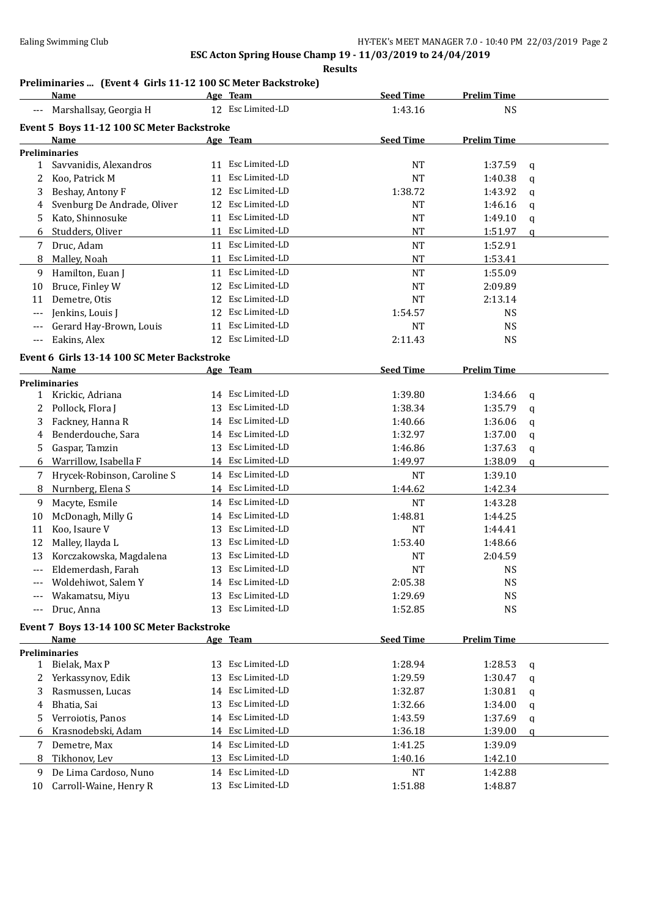**ESC Acton Spring House Champ 19 - 11/03/2019 to 24/04/2019**

**Results**

### Preliminaries ... (Event 4 Girls 11-12 100 SC Meter Backstroke)

| | Name | Age | Team | Seed Time | Prelim Time | |
|---|---|---|---|---|---|---|
| --- | Marshallsay, Georgia H | 12 | Esc Limited-LD | 1:43.16 | NS | |

### Event 5 Boys 11-12 100 SC Meter Backstroke

| | Name | Age | Team | Seed Time | Prelim Time | |
|---|---|---|---|---|---|---|
| **Preliminaries** | | | | | | |
| 1 | Savvanidis, Alexandros | 11 | Esc Limited-LD | NT | 1:37.59 | q |
| 2 | Koo, Patrick M | 11 | Esc Limited-LD | NT | 1:40.38 | q |
| 3 | Beshay, Antony F | 12 | Esc Limited-LD | 1:38.72 | 1:43.92 | q |
| 4 | Svenburg De Andrade, Oliver | 12 | Esc Limited-LD | NT | 1:46.16 | q |
| 5 | Kato, Shinnosuke | 11 | Esc Limited-LD | NT | 1:49.10 | q |
| 6 | Studders, Oliver | 11 | Esc Limited-LD | NT | 1:51.97 | q |
| 7 | Druc, Adam | 11 | Esc Limited-LD | NT | 1:52.91 | |
| 8 | Malley, Noah | 11 | Esc Limited-LD | NT | 1:53.41 | |
| 9 | Hamilton, Euan J | 11 | Esc Limited-LD | NT | 1:55.09 | |
| 10 | Bruce, Finley W | 12 | Esc Limited-LD | NT | 2:09.89 | |
| 11 | Demetre, Otis | 12 | Esc Limited-LD | NT | 2:13.14 | |
| --- | Jenkins, Louis J | 12 | Esc Limited-LD | 1:54.57 | NS | |
| --- | Gerard Hay-Brown, Louis | 11 | Esc Limited-LD | NT | NS | |
| --- | Eakins, Alex | 12 | Esc Limited-LD | 2:11.43 | NS | |

### Event 6 Girls 13-14 100 SC Meter Backstroke

| | Name | Age | Team | Seed Time | Prelim Time | |
|---|---|---|---|---|---|---|
| **Preliminaries** | | | | | | |
| 1 | Krickic, Adriana | 14 | Esc Limited-LD | 1:39.80 | 1:34.66 | q |
| 2 | Pollock, Flora J | 13 | Esc Limited-LD | 1:38.34 | 1:35.79 | q |
| 3 | Fackney, Hanna R | 14 | Esc Limited-LD | 1:40.66 | 1:36.06 | q |
| 4 | Benderdouche, Sara | 14 | Esc Limited-LD | 1:32.97 | 1:37.00 | q |
| 5 | Gaspar, Tamzin | 13 | Esc Limited-LD | 1:46.86 | 1:37.63 | q |
| 6 | Warrillow, Isabella F | 14 | Esc Limited-LD | 1:49.97 | 1:38.09 | q |
| 7 | Hrycek-Robinson, Caroline S | 14 | Esc Limited-LD | NT | 1:39.10 | |
| 8 | Nurnberg, Elena S | 14 | Esc Limited-LD | 1:44.62 | 1:42.34 | |
| 9 | Macyte, Esmile | 14 | Esc Limited-LD | NT | 1:43.28 | |
| 10 | McDonagh, Milly G | 14 | Esc Limited-LD | 1:48.81 | 1:44.25 | |
| 11 | Koo, Isaure V | 13 | Esc Limited-LD | NT | 1:44.41 | |
| 12 | Malley, Ilayda L | 13 | Esc Limited-LD | 1:53.40 | 1:48.66 | |
| 13 | Korczakowska, Magdalena | 13 | Esc Limited-LD | NT | 2:04.59 | |
| --- | Eldemerdash, Farah | 13 | Esc Limited-LD | NT | NS | |
| --- | Woldehiwot, Salem Y | 14 | Esc Limited-LD | 2:05.38 | NS | |
| --- | Wakamatsu, Miyu | 13 | Esc Limited-LD | 1:29.69 | NS | |
| --- | Druc, Anna | 13 | Esc Limited-LD | 1:52.85 | NS | |

### Event 7 Boys 13-14 100 SC Meter Backstroke

| | Name | Age | Team | Seed Time | Prelim Time | |
|---|---|---|---|---|---|---|
| **Preliminaries** | | | | | | |
| 1 | Bielak, Max P | 13 | Esc Limited-LD | 1:28.94 | 1:28.53 | q |
| 2 | Yerkassynov, Edik | 13 | Esc Limited-LD | 1:29.59 | 1:30.47 | q |
| 3 | Rasmussen, Lucas | 14 | Esc Limited-LD | 1:32.87 | 1:30.81 | q |
| 4 | Bhatia, Sai | 13 | Esc Limited-LD | 1:32.66 | 1:34.00 | q |
| 5 | Verroiotis, Panos | 14 | Esc Limited-LD | 1:43.59 | 1:37.69 | q |
| 6 | Krasnodebski, Adam | 14 | Esc Limited-LD | 1:36.18 | 1:39.00 | q |
| 7 | Demetre, Max | 14 | Esc Limited-LD | 1:41.25 | 1:39.09 | |
| 8 | Tikhonov, Lev | 13 | Esc Limited-LD | 1:40.16 | 1:42.10 | |
| 9 | De Lima Cardoso, Nuno | 14 | Esc Limited-LD | NT | 1:42.88 | |
| 10 | Carroll-Waine, Henry R | 13 | Esc Limited-LD | 1:51.88 | 1:48.87 | |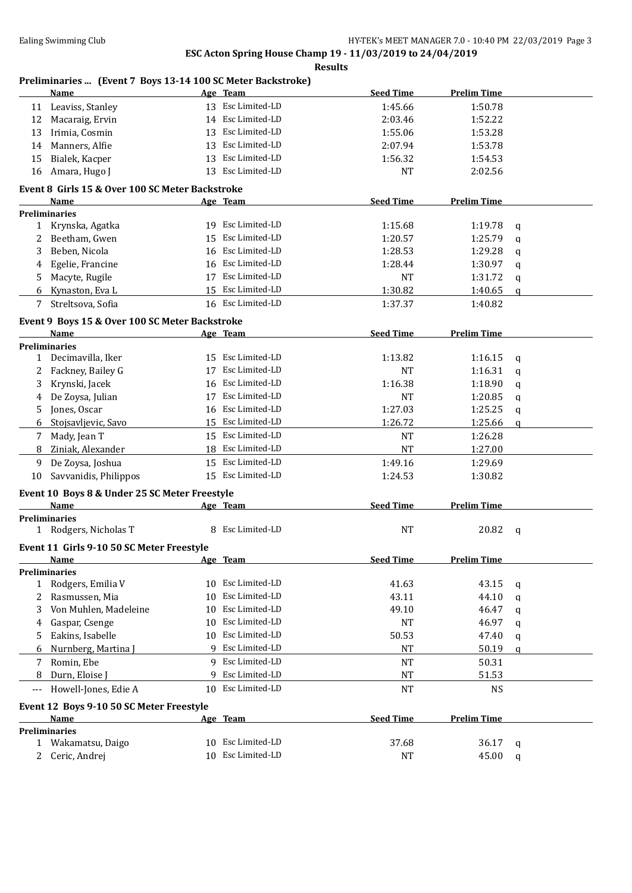## ESC Acton Spring House Champ 19 - 11/03/2019 to 24/04/2019

**Results**

### Preliminaries ... (Event 7 Boys 13-14 100 SC Meter Backstroke)

| | Name | Age | Team | Seed Time | Prelim Time | |
|---|---|---|---|---|---|---|
| 11 | Leaviss, Stanley | 13 | Esc Limited-LD | 1:45.66 | 1:50.78 | |
| 12 | Macaraig, Ervin | 14 | Esc Limited-LD | 2:03.46 | 1:52.22 | |
| 13 | Irimia, Cosmin | 13 | Esc Limited-LD | 1:55.06 | 1:53.28 | |
| 14 | Manners, Alfie | 13 | Esc Limited-LD | 2:07.94 | 1:53.78 | |
| 15 | Bialek, Kacper | 13 | Esc Limited-LD | 1:56.32 | 1:54.53 | |
| 16 | Amara, Hugo J | 13 | Esc Limited-LD | NT | 2:02.56 | |

### Event 8 Girls 15 & Over 100 SC Meter Backstroke

| | Name | Age | Team | Seed Time | Prelim Time | |
|---|---|---|---|---|---|---|
| **Preliminaries** | | | | | | |
| 1 | Krynska, Agatka | 19 | Esc Limited-LD | 1:15.68 | 1:19.78 | q |
| 2 | Beetham, Gwen | 15 | Esc Limited-LD | 1:20.57 | 1:25.79 | q |
| 3 | Beben, Nicola | 16 | Esc Limited-LD | 1:28.53 | 1:29.28 | q |
| 4 | Egelie, Francine | 16 | Esc Limited-LD | 1:28.44 | 1:30.97 | q |
| 5 | Macyte, Rugile | 17 | Esc Limited-LD | NT | 1:31.72 | q |
| 6 | Kynaston, Eva L | 15 | Esc Limited-LD | 1:30.82 | 1:40.65 | q |
| 7 | Streltsova, Sofia | 16 | Esc Limited-LD | 1:37.37 | 1:40.82 | |

### Event 9 Boys 15 & Over 100 SC Meter Backstroke

| | Name | Age | Team | Seed Time | Prelim Time | |
|---|---|---|---|---|---|---|
| **Preliminaries** | | | | | | |
| 1 | Decimavilla, Iker | 15 | Esc Limited-LD | 1:13.82 | 1:16.15 | q |
| 2 | Fackney, Bailey G | 17 | Esc Limited-LD | NT | 1:16.31 | q |
| 3 | Krynski, Jacek | 16 | Esc Limited-LD | 1:16.38 | 1:18.90 | q |
| 4 | De Zoysa, Julian | 17 | Esc Limited-LD | NT | 1:20.85 | q |
| 5 | Jones, Oscar | 16 | Esc Limited-LD | 1:27.03 | 1:25.25 | q |
| 6 | Stojsavljevic, Savo | 15 | Esc Limited-LD | 1:26.72 | 1:25.66 | q |
| 7 | Mady, Jean T | 15 | Esc Limited-LD | NT | 1:26.28 | |
| 8 | Ziniak, Alexander | 18 | Esc Limited-LD | NT | 1:27.00 | |
| 9 | De Zoysa, Joshua | 15 | Esc Limited-LD | 1:49.16 | 1:29.69 | |
| 10 | Savvanidis, Philippos | 15 | Esc Limited-LD | 1:24.53 | 1:30.82 | |

### Event 10 Boys 8 & Under 25 SC Meter Freestyle

| | Name | Age | Team | Seed Time | Prelim Time | |
|---|---|---|---|---|---|---|
| **Preliminaries** | | | | | | |
| 1 | Rodgers, Nicholas T | 8 | Esc Limited-LD | NT | 20.82 | q |

### Event 11 Girls 9-10 50 SC Meter Freestyle

| | Name | Age | Team | Seed Time | Prelim Time | |
|---|---|---|---|---|---|---|
| **Preliminaries** | | | | | | |
| 1 | Rodgers, Emilia V | 10 | Esc Limited-LD | 41.63 | 43.15 | q |
| 2 | Rasmussen, Mia | 10 | Esc Limited-LD | 43.11 | 44.10 | q |
| 3 | Von Muhlen, Madeleine | 10 | Esc Limited-LD | 49.10 | 46.47 | q |
| 4 | Gaspar, Csenge | 10 | Esc Limited-LD | NT | 46.97 | q |
| 5 | Eakins, Isabelle | 10 | Esc Limited-LD | 50.53 | 47.40 | q |
| 6 | Nurnberg, Martina J | 9 | Esc Limited-LD | NT | 50.19 | q |
| 7 | Romin, Ebe | 9 | Esc Limited-LD | NT | 50.31 | |
| 8 | Durn, Eloise J | 9 | Esc Limited-LD | NT | 51.53 | |
| --- | Howell-Jones, Edie A | 10 | Esc Limited-LD | NT | NS | |

### Event 12 Boys 9-10 50 SC Meter Freestyle

| | Name | Age | Team | Seed Time | Prelim Time | |
|---|---|---|---|---|---|---|
| **Preliminaries** | | | | | | |
| 1 | Wakamatsu, Daigo | 10 | Esc Limited-LD | 37.68 | 36.17 | q |
| 2 | Ceric, Andrej | 10 | Esc Limited-LD | NT | 45.00 | q |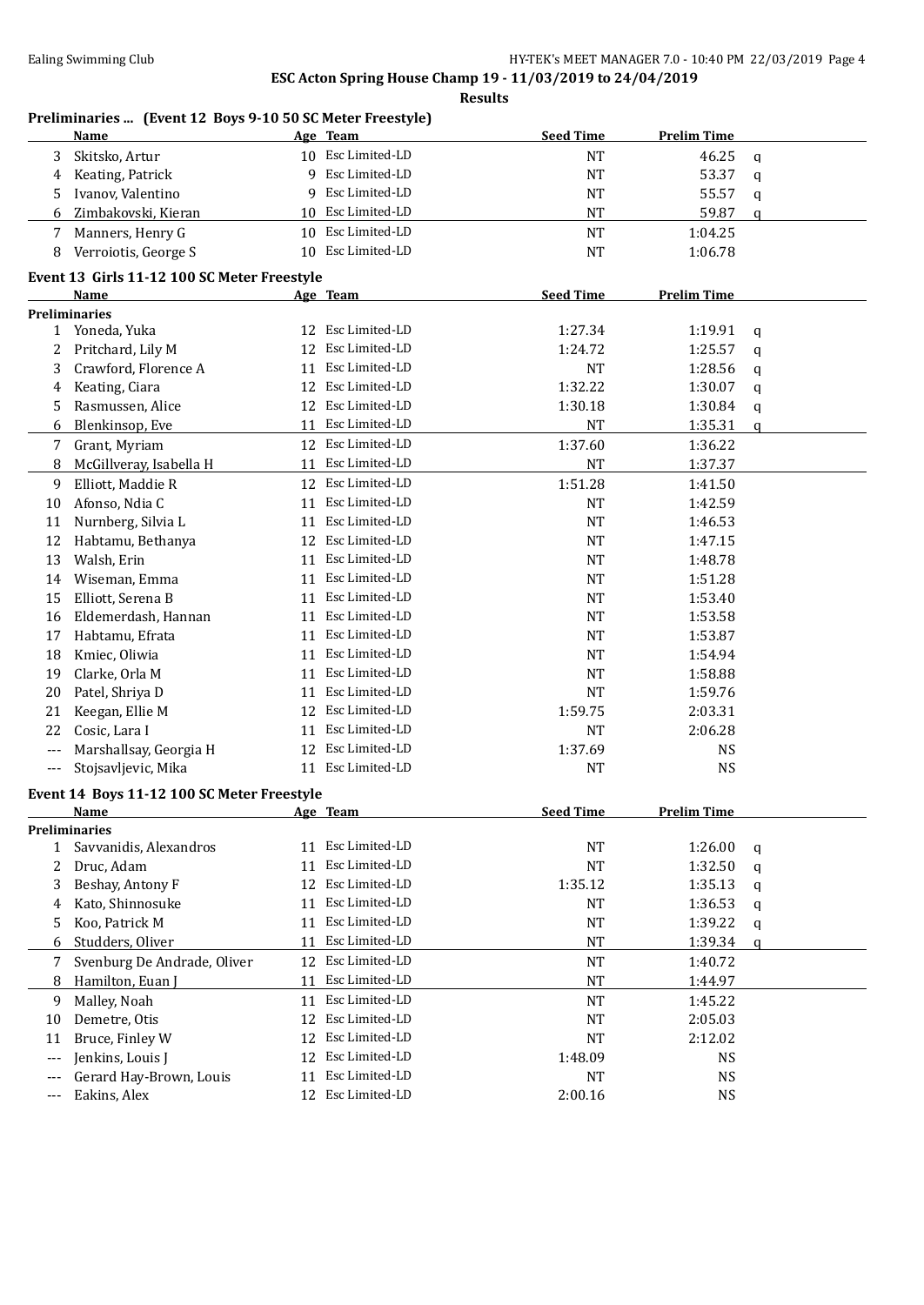ESC Acton Spring House Champ 19 - 11/03/2019 to 24/04/2019

Results

## Preliminaries ... (Event 12 Boys 9-10 50 SC Meter Freestyle)

| | Name | Age | Team | Seed Time | Prelim Time | |
|---|---|---|---|---|---|---|
| 3 | Skitsko, Artur | 10 | Esc Limited-LD | NT | 46.25 | q |
| 4 | Keating, Patrick | 9 | Esc Limited-LD | NT | 53.37 | q |
| 5 | Ivanov, Valentino | 9 | Esc Limited-LD | NT | 55.57 | q |
| 6 | Zimbakovski, Kieran | 10 | Esc Limited-LD | NT | 59.87 | q |
| 7 | Manners, Henry G | 10 | Esc Limited-LD | NT | 1:04.25 | |
| 8 | Verroiotis, George S | 10 | Esc Limited-LD | NT | 1:06.78 | |

## Event 13 Girls 11-12 100 SC Meter Freestyle

| | Name | Age | Team | Seed Time | Prelim Time | |
|---|---|---|---|---|---|---|
| **Preliminaries** | | | | | | |
| 1 | Yoneda, Yuka | 12 | Esc Limited-LD | 1:27.34 | 1:19.91 | q |
| 2 | Pritchard, Lily M | 12 | Esc Limited-LD | 1:24.72 | 1:25.57 | q |
| 3 | Crawford, Florence A | 11 | Esc Limited-LD | NT | 1:28.56 | q |
| 4 | Keating, Ciara | 12 | Esc Limited-LD | 1:32.22 | 1:30.07 | q |
| 5 | Rasmussen, Alice | 12 | Esc Limited-LD | 1:30.18 | 1:30.84 | q |
| 6 | Blenkinsop, Eve | 11 | Esc Limited-LD | NT | 1:35.31 | q |
| 7 | Grant, Myriam | 12 | Esc Limited-LD | 1:37.60 | 1:36.22 | |
| 8 | McGillveray, Isabella H | 11 | Esc Limited-LD | NT | 1:37.37 | |
| 9 | Elliott, Maddie R | 12 | Esc Limited-LD | 1:51.28 | 1:41.50 | |
| 10 | Afonso, Ndia C | 11 | Esc Limited-LD | NT | 1:42.59 | |
| 11 | Nurnberg, Silvia L | 11 | Esc Limited-LD | NT | 1:46.53 | |
| 12 | Habtamu, Bethanya | 12 | Esc Limited-LD | NT | 1:47.15 | |
| 13 | Walsh, Erin | 11 | Esc Limited-LD | NT | 1:48.78 | |
| 14 | Wiseman, Emma | 11 | Esc Limited-LD | NT | 1:51.28 | |
| 15 | Elliott, Serena B | 11 | Esc Limited-LD | NT | 1:53.40 | |
| 16 | Eldemerdash, Hannan | 11 | Esc Limited-LD | NT | 1:53.58 | |
| 17 | Habtamu, Efrata | 11 | Esc Limited-LD | NT | 1:53.87 | |
| 18 | Kmiec, Oliwia | 11 | Esc Limited-LD | NT | 1:54.94 | |
| 19 | Clarke, Orla M | 11 | Esc Limited-LD | NT | 1:58.88 | |
| 20 | Patel, Shriya D | 11 | Esc Limited-LD | NT | 1:59.76 | |
| 21 | Keegan, Ellie M | 12 | Esc Limited-LD | 1:59.75 | 2:03.31 | |
| 22 | Cosic, Lara I | 11 | Esc Limited-LD | NT | 2:06.28 | |
| --- | Marshallsay, Georgia H | 12 | Esc Limited-LD | 1:37.69 | NS | |
| --- | Stojsavljevic, Mika | 11 | Esc Limited-LD | NT | NS | |

## Event 14 Boys 11-12 100 SC Meter Freestyle

| | Name | Age | Team | Seed Time | Prelim Time | |
|---|---|---|---|---|---|---|
| **Preliminaries** | | | | | | |
| 1 | Savvanidis, Alexandros | 11 | Esc Limited-LD | NT | 1:26.00 | q |
| 2 | Druc, Adam | 11 | Esc Limited-LD | NT | 1:32.50 | q |
| 3 | Beshay, Antony F | 12 | Esc Limited-LD | 1:35.12 | 1:35.13 | q |
| 4 | Kato, Shinnosuke | 11 | Esc Limited-LD | NT | 1:36.53 | q |
| 5 | Koo, Patrick M | 11 | Esc Limited-LD | NT | 1:39.22 | q |
| 6 | Studders, Oliver | 11 | Esc Limited-LD | NT | 1:39.34 | q |
| 7 | Svenburg De Andrade, Oliver | 12 | Esc Limited-LD | NT | 1:40.72 | |
| 8 | Hamilton, Euan J | 11 | Esc Limited-LD | NT | 1:44.97 | |
| 9 | Malley, Noah | 11 | Esc Limited-LD | NT | 1:45.22 | |
| 10 | Demetre, Otis | 12 | Esc Limited-LD | NT | 2:05.03 | |
| 11 | Bruce, Finley W | 12 | Esc Limited-LD | NT | 2:12.02 | |
| --- | Jenkins, Louis J | 12 | Esc Limited-LD | 1:48.09 | NS | |
| --- | Gerard Hay-Brown, Louis | 11 | Esc Limited-LD | NT | NS | |
| --- | Eakins, Alex | 12 | Esc Limited-LD | 2:00.16 | NS | |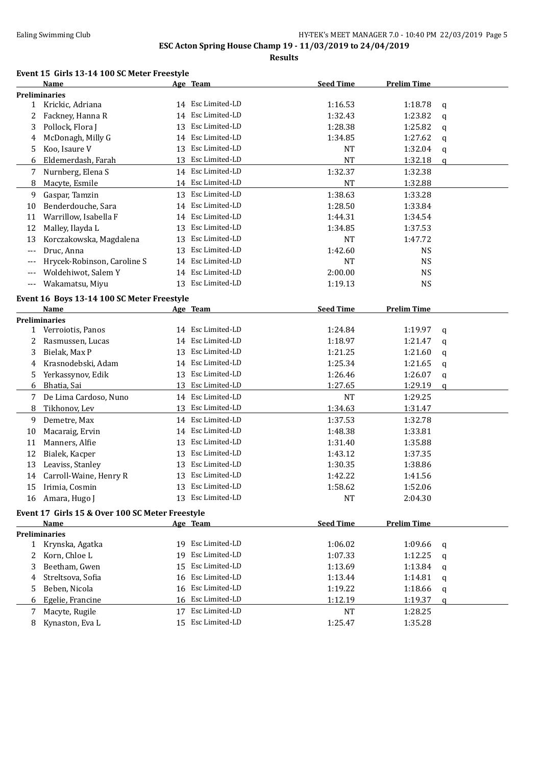**ESC Acton Spring House Champ 19 - 11/03/2019 to 24/04/2019**

**Results**

### Event 15 Girls 13-14 100 SC Meter Freestyle

| | Name | Age | Team | Seed Time | Prelim Time | |
|---|---|---|---|---|---|---|
| **Preliminaries** | | | | | | |
| 1 | Krickic, Adriana | 14 | Esc Limited-LD | 1:16.53 | 1:18.78 | q |
| 2 | Fackney, Hanna R | 14 | Esc Limited-LD | 1:32.43 | 1:23.82 | q |
| 3 | Pollock, Flora J | 13 | Esc Limited-LD | 1:28.38 | 1:25.82 | q |
| 4 | McDonagh, Milly G | 14 | Esc Limited-LD | 1:34.85 | 1:27.62 | q |
| 5 | Koo, Isaure V | 13 | Esc Limited-LD | NT | 1:32.04 | q |
| 6 | Eldemerdash, Farah | 13 | Esc Limited-LD | NT | 1:32.18 | q |
| 7 | Nurnberg, Elena S | 14 | Esc Limited-LD | 1:32.37 | 1:32.38 | |
| 8 | Macyte, Esmile | 14 | Esc Limited-LD | NT | 1:32.88 | |
| 9 | Gaspar, Tamzin | 13 | Esc Limited-LD | 1:38.63 | 1:33.28 | |
| 10 | Benderdouche, Sara | 14 | Esc Limited-LD | 1:28.50 | 1:33.84 | |
| 11 | Warrillow, Isabella F | 14 | Esc Limited-LD | 1:44.31 | 1:34.54 | |
| 12 | Malley, Ilayda L | 13 | Esc Limited-LD | 1:34.85 | 1:37.53 | |
| 13 | Korczakowska, Magdalena | 13 | Esc Limited-LD | NT | 1:47.72 | |
| --- | Druc, Anna | 13 | Esc Limited-LD | 1:42.60 | NS | |
| --- | Hrycek-Robinson, Caroline S | 14 | Esc Limited-LD | NT | NS | |
| --- | Woldehiwot, Salem Y | 14 | Esc Limited-LD | 2:00.00 | NS | |
| --- | Wakamatsu, Miyu | 13 | Esc Limited-LD | 1:19.13 | NS | |

### Event 16 Boys 13-14 100 SC Meter Freestyle

| | Name | Age | Team | Seed Time | Prelim Time | |
|---|---|---|---|---|---|---|
| **Preliminaries** | | | | | | |
| 1 | Verroiotis, Panos | 14 | Esc Limited-LD | 1:24.84 | 1:19.97 | q |
| 2 | Rasmussen, Lucas | 14 | Esc Limited-LD | 1:18.97 | 1:21.47 | q |
| 3 | Bielak, Max P | 13 | Esc Limited-LD | 1:21.25 | 1:21.60 | q |
| 4 | Krasnodebski, Adam | 14 | Esc Limited-LD | 1:25.34 | 1:21.65 | q |
| 5 | Yerkassynov, Edik | 13 | Esc Limited-LD | 1:26.46 | 1:26.07 | q |
| 6 | Bhatia, Sai | 13 | Esc Limited-LD | 1:27.65 | 1:29.19 | q |
| 7 | De Lima Cardoso, Nuno | 14 | Esc Limited-LD | NT | 1:29.25 | |
| 8 | Tikhonov, Lev | 13 | Esc Limited-LD | 1:34.63 | 1:31.47 | |
| 9 | Demetre, Max | 14 | Esc Limited-LD | 1:37.53 | 1:32.78 | |
| 10 | Macaraig, Ervin | 14 | Esc Limited-LD | 1:48.38 | 1:33.81 | |
| 11 | Manners, Alfie | 13 | Esc Limited-LD | 1:31.40 | 1:35.88 | |
| 12 | Bialek, Kacper | 13 | Esc Limited-LD | 1:43.12 | 1:37.35 | |
| 13 | Leaviss, Stanley | 13 | Esc Limited-LD | 1:30.35 | 1:38.86 | |
| 14 | Carroll-Waine, Henry R | 13 | Esc Limited-LD | 1:42.22 | 1:41.56 | |
| 15 | Irimia, Cosmin | 13 | Esc Limited-LD | 1:58.62 | 1:52.06 | |
| 16 | Amara, Hugo J | 13 | Esc Limited-LD | NT | 2:04.30 | |

### Event 17 Girls 15 & Over 100 SC Meter Freestyle

| | Name | Age | Team | Seed Time | Prelim Time | |
|---|---|---|---|---|---|---|
| **Preliminaries** | | | | | | |
| 1 | Krynska, Agatka | 19 | Esc Limited-LD | 1:06.02 | 1:09.66 | q |
| 2 | Korn, Chloe L | 19 | Esc Limited-LD | 1:07.33 | 1:12.25 | q |
| 3 | Beetham, Gwen | 15 | Esc Limited-LD | 1:13.69 | 1:13.84 | q |
| 4 | Streltsova, Sofia | 16 | Esc Limited-LD | 1:13.44 | 1:14.81 | q |
| 5 | Beben, Nicola | 16 | Esc Limited-LD | 1:19.22 | 1:18.66 | q |
| 6 | Egelie, Francine | 16 | Esc Limited-LD | 1:12.19 | 1:19.37 | q |
| 7 | Macyte, Rugile | 17 | Esc Limited-LD | NT | 1:28.25 | |
| 8 | Kynaston, Eva L | 15 | Esc Limited-LD | 1:25.47 | 1:35.28 | |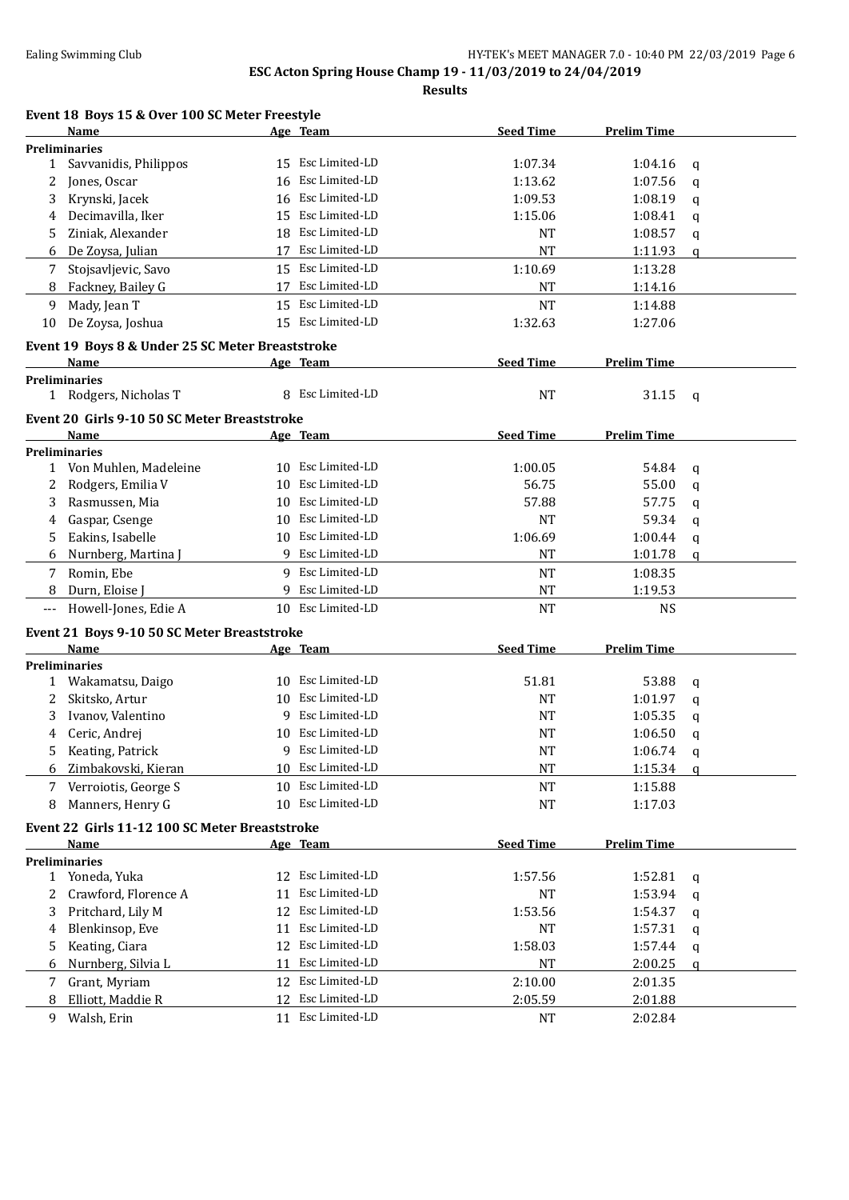**ESC Acton Spring House Champ 19 - 11/03/2019 to 24/04/2019**

**Results**

### Event 18 Boys 15 & Over 100 SC Meter Freestyle

| | Name | Age | Team | Seed Time | Prelim Time | |
|---|---|---|---|---|---|---|
| **Preliminaries** | | | | | | |
| 1 | Savvanidis, Philippos | 15 | Esc Limited-LD | 1:07.34 | 1:04.16 | q |
| 2 | Jones, Oscar | 16 | Esc Limited-LD | 1:13.62 | 1:07.56 | q |
| 3 | Krynski, Jacek | 16 | Esc Limited-LD | 1:09.53 | 1:08.19 | q |
| 4 | Decimavilla, Iker | 15 | Esc Limited-LD | 1:15.06 | 1:08.41 | q |
| 5 | Ziniak, Alexander | 18 | Esc Limited-LD | NT | 1:08.57 | q |
| 6 | De Zoysa, Julian | 17 | Esc Limited-LD | NT | 1:11.93 | q |
| 7 | Stojsavljevic, Savo | 15 | Esc Limited-LD | 1:10.69 | 1:13.28 | |
| 8 | Fackney, Bailey G | 17 | Esc Limited-LD | NT | 1:14.16 | |
| 9 | Mady, Jean T | 15 | Esc Limited-LD | NT | 1:14.88 | |
| 10 | De Zoysa, Joshua | 15 | Esc Limited-LD | 1:32.63 | 1:27.06 | |

### Event 19 Boys 8 & Under 25 SC Meter Breaststroke

| | Name | Age | Team | Seed Time | Prelim Time | |
|---|---|---|---|---|---|---|
| **Preliminaries** | | | | | | |
| 1 | Rodgers, Nicholas T | 8 | Esc Limited-LD | NT | 31.15 | q |

### Event 20 Girls 9-10 50 SC Meter Breaststroke

| | Name | Age | Team | Seed Time | Prelim Time | |
|---|---|---|---|---|---|---|
| **Preliminaries** | | | | | | |
| 1 | Von Muhlen, Madeleine | 10 | Esc Limited-LD | 1:00.05 | 54.84 | q |
| 2 | Rodgers, Emilia V | 10 | Esc Limited-LD | 56.75 | 55.00 | q |
| 3 | Rasmussen, Mia | 10 | Esc Limited-LD | 57.88 | 57.75 | q |
| 4 | Gaspar, Csenge | 10 | Esc Limited-LD | NT | 59.34 | q |
| 5 | Eakins, Isabelle | 10 | Esc Limited-LD | 1:06.69 | 1:00.44 | q |
| 6 | Nurnberg, Martina J | 9 | Esc Limited-LD | NT | 1:01.78 | q |
| 7 | Romin, Ebe | 9 | Esc Limited-LD | NT | 1:08.35 | |
| 8 | Durn, Eloise J | 9 | Esc Limited-LD | NT | 1:19.53 | |
| --- | Howell-Jones, Edie A | 10 | Esc Limited-LD | NT | NS | |

### Event 21 Boys 9-10 50 SC Meter Breaststroke

| | Name | Age | Team | Seed Time | Prelim Time | |
|---|---|---|---|---|---|---|
| **Preliminaries** | | | | | | |
| 1 | Wakamatsu, Daigo | 10 | Esc Limited-LD | 51.81 | 53.88 | q |
| 2 | Skitsko, Artur | 10 | Esc Limited-LD | NT | 1:01.97 | q |
| 3 | Ivanov, Valentino | 9 | Esc Limited-LD | NT | 1:05.35 | q |
| 4 | Ceric, Andrej | 10 | Esc Limited-LD | NT | 1:06.50 | q |
| 5 | Keating, Patrick | 9 | Esc Limited-LD | NT | 1:06.74 | q |
| 6 | Zimbakovski, Kieran | 10 | Esc Limited-LD | NT | 1:15.34 | q |
| 7 | Verroiotis, George S | 10 | Esc Limited-LD | NT | 1:15.88 | |
| 8 | Manners, Henry G | 10 | Esc Limited-LD | NT | 1:17.03 | |

### Event 22 Girls 11-12 100 SC Meter Breaststroke

| | Name | Age | Team | Seed Time | Prelim Time | |
|---|---|---|---|---|---|---|
| **Preliminaries** | | | | | | |
| 1 | Yoneda, Yuka | 12 | Esc Limited-LD | 1:57.56 | 1:52.81 | q |
| 2 | Crawford, Florence A | 11 | Esc Limited-LD | NT | 1:53.94 | q |
| 3 | Pritchard, Lily M | 12 | Esc Limited-LD | 1:53.56 | 1:54.37 | q |
| 4 | Blenkinsop, Eve | 11 | Esc Limited-LD | NT | 1:57.31 | q |
| 5 | Keating, Ciara | 12 | Esc Limited-LD | 1:58.03 | 1:57.44 | q |
| 6 | Nurnberg, Silvia L | 11 | Esc Limited-LD | NT | 2:00.25 | q |
| 7 | Grant, Myriam | 12 | Esc Limited-LD | 2:10.00 | 2:01.35 | |
| 8 | Elliott, Maddie R | 12 | Esc Limited-LD | 2:05.59 | 2:01.88 | |
| 9 | Walsh, Erin | 11 | Esc Limited-LD | NT | 2:02.84 | |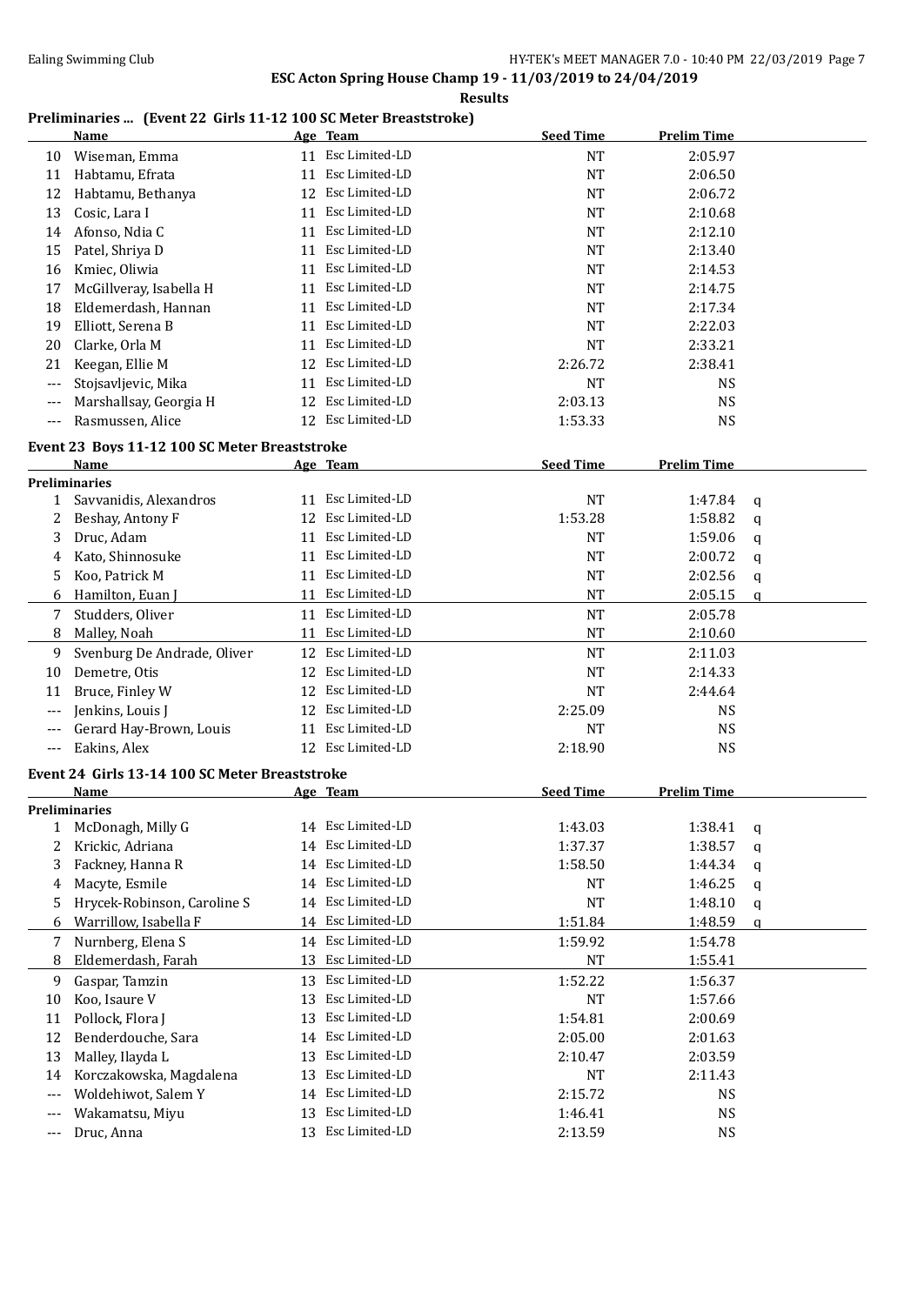**ESC Acton Spring House Champ 19 - 11/03/2019 to 24/04/2019**

**Results**

### Preliminaries ... (Event 22 Girls 11-12 100 SC Meter Breaststroke)

| | Name | Age | Team | Seed Time | Prelim Time | |
|---|---|---|---|---|---|---|
| 10 | Wiseman, Emma | 11 | Esc Limited-LD | NT | 2:05.97 | |
| 11 | Habtamu, Efrata | 11 | Esc Limited-LD | NT | 2:06.50 | |
| 12 | Habtamu, Bethanya | 12 | Esc Limited-LD | NT | 2:06.72 | |
| 13 | Cosic, Lara I | 11 | Esc Limited-LD | NT | 2:10.68 | |
| 14 | Afonso, Ndia C | 11 | Esc Limited-LD | NT | 2:12.10 | |
| 15 | Patel, Shriya D | 11 | Esc Limited-LD | NT | 2:13.40 | |
| 16 | Kmiec, Oliwia | 11 | Esc Limited-LD | NT | 2:14.53 | |
| 17 | McGillveray, Isabella H | 11 | Esc Limited-LD | NT | 2:14.75 | |
| 18 | Eldemerdash, Hannan | 11 | Esc Limited-LD | NT | 2:17.34 | |
| 19 | Elliott, Serena B | 11 | Esc Limited-LD | NT | 2:22.03 | |
| 20 | Clarke, Orla M | 11 | Esc Limited-LD | NT | 2:33.21 | |
| 21 | Keegan, Ellie M | 12 | Esc Limited-LD | 2:26.72 | 2:38.41 | |
| --- | Stojsavljevic, Mika | 11 | Esc Limited-LD | NT | NS | |
| --- | Marshallsay, Georgia H | 12 | Esc Limited-LD | 2:03.13 | NS | |
| --- | Rasmussen, Alice | 12 | Esc Limited-LD | 1:53.33 | NS | |

### Event 23 Boys 11-12 100 SC Meter Breaststroke

| | Name | Age | Team | Seed Time | Prelim Time | |
|---|---|---|---|---|---|---|
| **Preliminaries** | | | | | | |
| 1 | Savvanidis, Alexandros | 11 | Esc Limited-LD | NT | 1:47.84 | q |
| 2 | Beshay, Antony F | 12 | Esc Limited-LD | 1:53.28 | 1:58.82 | q |
| 3 | Druc, Adam | 11 | Esc Limited-LD | NT | 1:59.06 | q |
| 4 | Kato, Shinnosuke | 11 | Esc Limited-LD | NT | 2:00.72 | q |
| 5 | Koo, Patrick M | 11 | Esc Limited-LD | NT | 2:02.56 | q |
| 6 | Hamilton, Euan J | 11 | Esc Limited-LD | NT | 2:05.15 | q |
| 7 | Studders, Oliver | 11 | Esc Limited-LD | NT | 2:05.78 | |
| 8 | Malley, Noah | 11 | Esc Limited-LD | NT | 2:10.60 | |
| 9 | Svenburg De Andrade, Oliver | 12 | Esc Limited-LD | NT | 2:11.03 | |
| 10 | Demetre, Otis | 12 | Esc Limited-LD | NT | 2:14.33 | |
| 11 | Bruce, Finley W | 12 | Esc Limited-LD | NT | 2:44.64 | |
| --- | Jenkins, Louis J | 12 | Esc Limited-LD | 2:25.09 | NS | |
| --- | Gerard Hay-Brown, Louis | 11 | Esc Limited-LD | NT | NS | |
| --- | Eakins, Alex | 12 | Esc Limited-LD | 2:18.90 | NS | |

### Event 24 Girls 13-14 100 SC Meter Breaststroke

| | Name | Age | Team | Seed Time | Prelim Time | |
|---|---|---|---|---|---|---|
| **Preliminaries** | | | | | | |
| 1 | McDonagh, Milly G | 14 | Esc Limited-LD | 1:43.03 | 1:38.41 | q |
| 2 | Krickic, Adriana | 14 | Esc Limited-LD | 1:37.37 | 1:38.57 | q |
| 3 | Fackney, Hanna R | 14 | Esc Limited-LD | 1:58.50 | 1:44.34 | q |
| 4 | Macyte, Esmile | 14 | Esc Limited-LD | NT | 1:46.25 | q |
| 5 | Hrycek-Robinson, Caroline S | 14 | Esc Limited-LD | NT | 1:48.10 | q |
| 6 | Warrillow, Isabella F | 14 | Esc Limited-LD | 1:51.84 | 1:48.59 | q |
| 7 | Nurnberg, Elena S | 14 | Esc Limited-LD | 1:59.92 | 1:54.78 | |
| 8 | Eldemerdash, Farah | 13 | Esc Limited-LD | NT | 1:55.41 | |
| 9 | Gaspar, Tamzin | 13 | Esc Limited-LD | 1:52.22 | 1:56.37 | |
| 10 | Koo, Isaure V | 13 | Esc Limited-LD | NT | 1:57.66 | |
| 11 | Pollock, Flora J | 13 | Esc Limited-LD | 1:54.81 | 2:00.69 | |
| 12 | Benderdouche, Sara | 14 | Esc Limited-LD | 2:05.00 | 2:01.63 | |
| 13 | Malley, Ilayda L | 13 | Esc Limited-LD | 2:10.47 | 2:03.59 | |
| 14 | Korczakowska, Magdalena | 13 | Esc Limited-LD | NT | 2:11.43 | |
| --- | Woldehiwot, Salem Y | 14 | Esc Limited-LD | 2:15.72 | NS | |
| --- | Wakamatsu, Miyu | 13 | Esc Limited-LD | 1:46.41 | NS | |
| --- | Druc, Anna | 13 | Esc Limited-LD | 2:13.59 | NS | |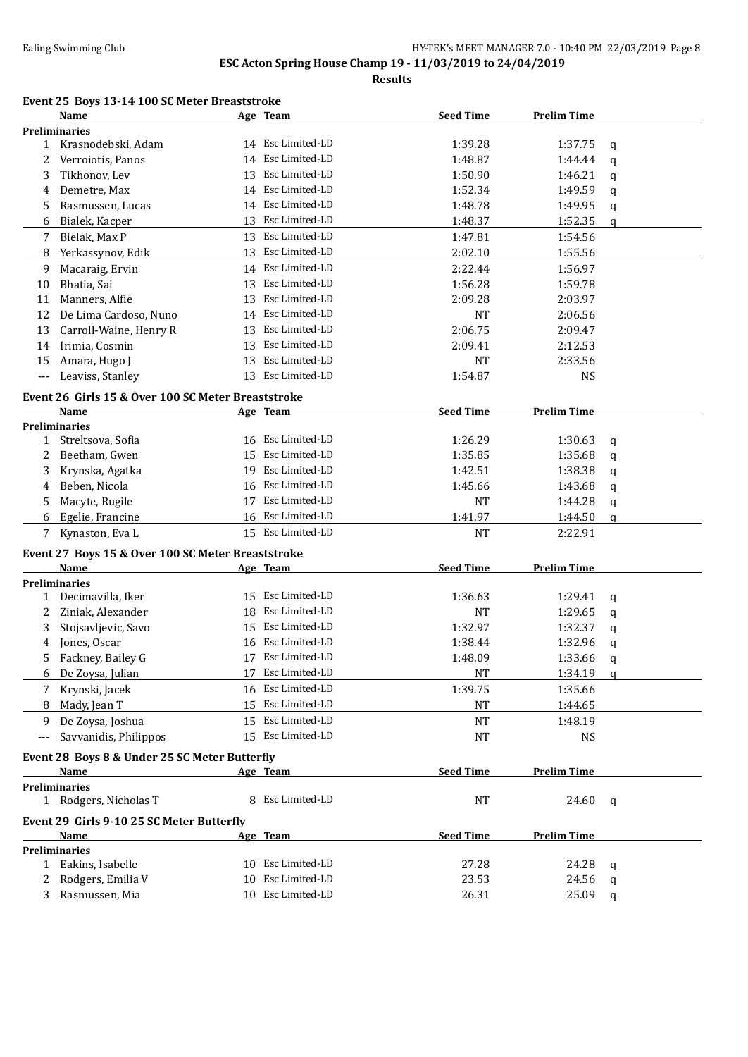**ESC Acton Spring House Champ 19 - 11/03/2019 to 24/04/2019**

**Results**

### Event 25 Boys 13-14 100 SC Meter Breaststroke

| | Name | Age | Team | Seed Time | Prelim Time | |
|---|---|---|---|---|---|---|
| **Preliminaries** | | | | | | |
| 1 | Krasnodebski, Adam | 14 | Esc Limited-LD | 1:39.28 | 1:37.75 | q |
| 2 | Verroiotis, Panos | 14 | Esc Limited-LD | 1:48.87 | 1:44.44 | q |
| 3 | Tikhonov, Lev | 13 | Esc Limited-LD | 1:50.90 | 1:46.21 | q |
| 4 | Demetre, Max | 14 | Esc Limited-LD | 1:52.34 | 1:49.59 | q |
| 5 | Rasmussen, Lucas | 14 | Esc Limited-LD | 1:48.78 | 1:49.95 | q |
| 6 | Bialek, Kacper | 13 | Esc Limited-LD | 1:48.37 | 1:52.35 | q |
| 7 | Bielak, Max P | 13 | Esc Limited-LD | 1:47.81 | 1:54.56 | |
| 8 | Yerkassynov, Edik | 13 | Esc Limited-LD | 2:02.10 | 1:55.56 | |
| 9 | Macaraig, Ervin | 14 | Esc Limited-LD | 2:22.44 | 1:56.97 | |
| 10 | Bhatia, Sai | 13 | Esc Limited-LD | 1:56.28 | 1:59.78 | |
| 11 | Manners, Alfie | 13 | Esc Limited-LD | 2:09.28 | 2:03.97 | |
| 12 | De Lima Cardoso, Nuno | 14 | Esc Limited-LD | NT | 2:06.56 | |
| 13 | Carroll-Waine, Henry R | 13 | Esc Limited-LD | 2:06.75 | 2:09.47 | |
| 14 | Irimia, Cosmin | 13 | Esc Limited-LD | 2:09.41 | 2:12.53 | |
| 15 | Amara, Hugo J | 13 | Esc Limited-LD | NT | 2:33.56 | |
| --- | Leaviss, Stanley | 13 | Esc Limited-LD | 1:54.87 | NS | |

### Event 26 Girls 15 & Over 100 SC Meter Breaststroke

| | Name | Age | Team | Seed Time | Prelim Time | |
|---|---|---|---|---|---|---|
| **Preliminaries** | | | | | | |
| 1 | Streltsova, Sofia | 16 | Esc Limited-LD | 1:26.29 | 1:30.63 | q |
| 2 | Beetham, Gwen | 15 | Esc Limited-LD | 1:35.85 | 1:35.68 | q |
| 3 | Krynska, Agatka | 19 | Esc Limited-LD | 1:42.51 | 1:38.38 | q |
| 4 | Beben, Nicola | 16 | Esc Limited-LD | 1:45.66 | 1:43.68 | q |
| 5 | Macyte, Rugile | 17 | Esc Limited-LD | NT | 1:44.28 | q |
| 6 | Egelie, Francine | 16 | Esc Limited-LD | 1:41.97 | 1:44.50 | q |
| 7 | Kynaston, Eva L | 15 | Esc Limited-LD | NT | 2:22.91 | |

### Event 27 Boys 15 & Over 100 SC Meter Breaststroke

| | Name | Age | Team | Seed Time | Prelim Time | |
|---|---|---|---|---|---|---|
| **Preliminaries** | | | | | | |
| 1 | Decimavilla, Iker | 15 | Esc Limited-LD | 1:36.63 | 1:29.41 | q |
| 2 | Ziniak, Alexander | 18 | Esc Limited-LD | NT | 1:29.65 | q |
| 3 | Stojsavljevic, Savo | 15 | Esc Limited-LD | 1:32.97 | 1:32.37 | q |
| 4 | Jones, Oscar | 16 | Esc Limited-LD | 1:38.44 | 1:32.96 | q |
| 5 | Fackney, Bailey G | 17 | Esc Limited-LD | 1:48.09 | 1:33.66 | q |
| 6 | De Zoysa, Julian | 17 | Esc Limited-LD | NT | 1:34.19 | q |
| 7 | Krynski, Jacek | 16 | Esc Limited-LD | 1:39.75 | 1:35.66 | |
| 8 | Mady, Jean T | 15 | Esc Limited-LD | NT | 1:44.65 | |
| 9 | De Zoysa, Joshua | 15 | Esc Limited-LD | NT | 1:48.19 | |
| --- | Savvanidis, Philippos | 15 | Esc Limited-LD | NT | NS | |

### Event 28 Boys 8 & Under 25 SC Meter Butterfly

| | Name | Age | Team | Seed Time | Prelim Time | |
|---|---|---|---|---|---|---|
| **Preliminaries** | | | | | | |
| 1 | Rodgers, Nicholas T | 8 | Esc Limited-LD | NT | 24.60 | q |

### Event 29 Girls 9-10 25 SC Meter Butterfly

| | Name | Age | Team | Seed Time | Prelim Time | |
|---|---|---|---|---|---|---|
| **Preliminaries** | | | | | | |
| 1 | Eakins, Isabelle | 10 | Esc Limited-LD | 27.28 | 24.28 | q |
| 2 | Rodgers, Emilia V | 10 | Esc Limited-LD | 23.53 | 24.56 | q |
| 3 | Rasmussen, Mia | 10 | Esc Limited-LD | 26.31 | 25.09 | q |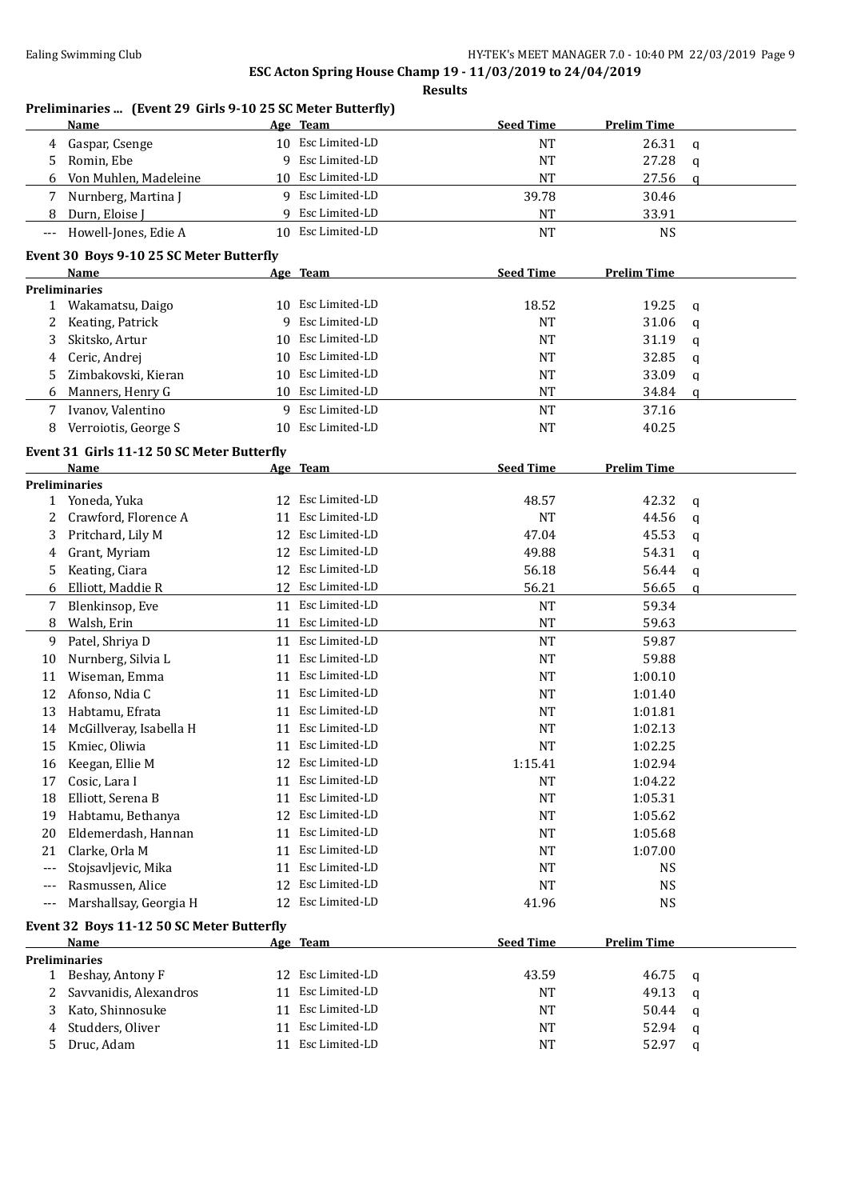**ESC Acton Spring House Champ 19 - 11/03/2019 to 24/04/2019**

**Results**

### Preliminaries ... (Event 29 Girls 9-10 25 SC Meter Butterfly)

| | Name | Age | Team | Seed Time | Prelim Time | |
|---|---|---|---|---|---|---|
| 4 | Gaspar, Csenge | 10 | Esc Limited-LD | NT | 26.31 | q |
| 5 | Romin, Ebe | 9 | Esc Limited-LD | NT | 27.28 | q |
| 6 | Von Muhlen, Madeleine | 10 | Esc Limited-LD | NT | 27.56 | q |
| 7 | Nurnberg, Martina J | 9 | Esc Limited-LD | 39.78 | 30.46 | |
| 8 | Durn, Eloise J | 9 | Esc Limited-LD | NT | 33.91 | |
| --- | Howell-Jones, Edie A | 10 | Esc Limited-LD | NT | NS | |

### Event 30 Boys 9-10 25 SC Meter Butterfly

| | Name | Age | Team | Seed Time | Prelim Time | |
|---|---|---|---|---|---|---|
| **Preliminaries** | | | | | | |
| 1 | Wakamatsu, Daigo | 10 | Esc Limited-LD | 18.52 | 19.25 | q |
| 2 | Keating, Patrick | 9 | Esc Limited-LD | NT | 31.06 | q |
| 3 | Skitsko, Artur | 10 | Esc Limited-LD | NT | 31.19 | q |
| 4 | Ceric, Andrej | 10 | Esc Limited-LD | NT | 32.85 | q |
| 5 | Zimbakovski, Kieran | 10 | Esc Limited-LD | NT | 33.09 | q |
| 6 | Manners, Henry G | 10 | Esc Limited-LD | NT | 34.84 | q |
| 7 | Ivanov, Valentino | 9 | Esc Limited-LD | NT | 37.16 | |
| 8 | Verroiotis, George S | 10 | Esc Limited-LD | NT | 40.25 | |

### Event 31 Girls 11-12 50 SC Meter Butterfly

| | Name | Age | Team | Seed Time | Prelim Time | |
|---|---|---|---|---|---|---|
| **Preliminaries** | | | | | | |
| 1 | Yoneda, Yuka | 12 | Esc Limited-LD | 48.57 | 42.32 | q |
| 2 | Crawford, Florence A | 11 | Esc Limited-LD | NT | 44.56 | q |
| 3 | Pritchard, Lily M | 12 | Esc Limited-LD | 47.04 | 45.53 | q |
| 4 | Grant, Myriam | 12 | Esc Limited-LD | 49.88 | 54.31 | q |
| 5 | Keating, Ciara | 12 | Esc Limited-LD | 56.18 | 56.44 | q |
| 6 | Elliott, Maddie R | 12 | Esc Limited-LD | 56.21 | 56.65 | q |
| 7 | Blenkinsop, Eve | 11 | Esc Limited-LD | NT | 59.34 | |
| 8 | Walsh, Erin | 11 | Esc Limited-LD | NT | 59.63 | |
| 9 | Patel, Shriya D | 11 | Esc Limited-LD | NT | 59.87 | |
| 10 | Nurnberg, Silvia L | 11 | Esc Limited-LD | NT | 59.88 | |
| 11 | Wiseman, Emma | 11 | Esc Limited-LD | NT | 1:00.10 | |
| 12 | Afonso, Ndia C | 11 | Esc Limited-LD | NT | 1:01.40 | |
| 13 | Habtamu, Efrata | 11 | Esc Limited-LD | NT | 1:01.81 | |
| 14 | McGillveray, Isabella H | 11 | Esc Limited-LD | NT | 1:02.13 | |
| 15 | Kmiec, Oliwia | 11 | Esc Limited-LD | NT | 1:02.25 | |
| 16 | Keegan, Ellie M | 12 | Esc Limited-LD | 1:15.41 | 1:02.94 | |
| 17 | Cosic, Lara I | 11 | Esc Limited-LD | NT | 1:04.22 | |
| 18 | Elliott, Serena B | 11 | Esc Limited-LD | NT | 1:05.31 | |
| 19 | Habtamu, Bethanya | 12 | Esc Limited-LD | NT | 1:05.62 | |
| 20 | Eldemerdash, Hannan | 11 | Esc Limited-LD | NT | 1:05.68 | |
| 21 | Clarke, Orla M | 11 | Esc Limited-LD | NT | 1:07.00 | |
| --- | Stojsavljevic, Mika | 11 | Esc Limited-LD | NT | NS | |
| --- | Rasmussen, Alice | 12 | Esc Limited-LD | NT | NS | |
| --- | Marshallsay, Georgia H | 12 | Esc Limited-LD | 41.96 | NS | |

### Event 32 Boys 11-12 50 SC Meter Butterfly

| | Name | Age | Team | Seed Time | Prelim Time | |
|---|---|---|---|---|---|---|
| **Preliminaries** | | | | | | |
| 1 | Beshay, Antony F | 12 | Esc Limited-LD | 43.59 | 46.75 | q |
| 2 | Savvanidis, Alexandros | 11 | Esc Limited-LD | NT | 49.13 | q |
| 3 | Kato, Shinnosuke | 11 | Esc Limited-LD | NT | 50.44 | q |
| 4 | Studders, Oliver | 11 | Esc Limited-LD | NT | 52.94 | q |
| 5 | Druc, Adam | 11 | Esc Limited-LD | NT | 52.97 | q |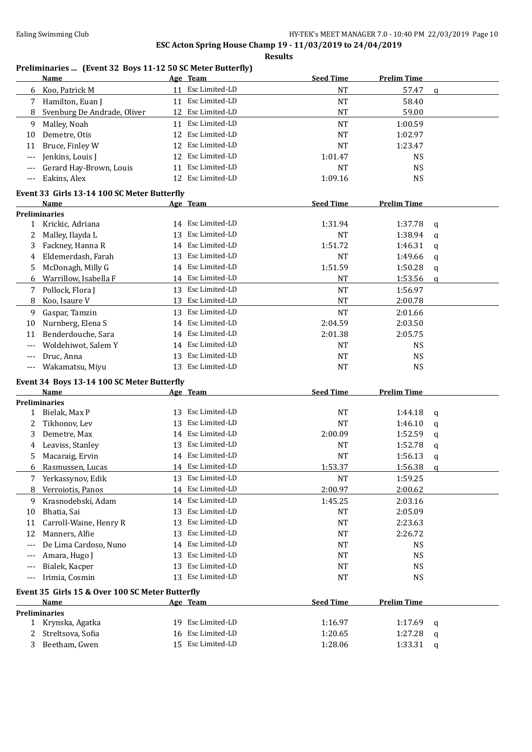**ESC Acton Spring House Champ 19 - 11/03/2019 to 24/04/2019**

**Results**

### Preliminaries ... (Event 32 Boys 11-12 50 SC Meter Butterfly)

| | Name | Age | Team | Seed Time | Prelim Time | |
|---|---|---|---|---|---|---|
| 6 | Koo, Patrick M | 11 | Esc Limited-LD | NT | 57.47 | q |
| 7 | Hamilton, Euan J | 11 | Esc Limited-LD | NT | 58.40 | |
| 8 | Svenburg De Andrade, Oliver | 12 | Esc Limited-LD | NT | 59.00 | |
| 9 | Malley, Noah | 11 | Esc Limited-LD | NT | 1:00.59 | |
| 10 | Demetre, Otis | 12 | Esc Limited-LD | NT | 1:02.97 | |
| 11 | Bruce, Finley W | 12 | Esc Limited-LD | NT | 1:23.47 | |
| --- | Jenkins, Louis J | 12 | Esc Limited-LD | 1:01.47 | NS | |
| --- | Gerard Hay-Brown, Louis | 11 | Esc Limited-LD | NT | NS | |
| --- | Eakins, Alex | 12 | Esc Limited-LD | 1:09.16 | NS | |

### Event 33 Girls 13-14 100 SC Meter Butterfly

**Preliminaries**

| | Name | Age | Team | Seed Time | Prelim Time | |
|---|---|---|---|---|---|---|
| 1 | Krickic, Adriana | 14 | Esc Limited-LD | 1:31.94 | 1:37.78 | q |
| 2 | Malley, Ilayda L | 13 | Esc Limited-LD | NT | 1:38.94 | q |
| 3 | Fackney, Hanna R | 14 | Esc Limited-LD | 1:51.72 | 1:46.31 | q |
| 4 | Eldemerdash, Farah | 13 | Esc Limited-LD | NT | 1:49.66 | q |
| 5 | McDonagh, Milly G | 14 | Esc Limited-LD | 1:51.59 | 1:50.28 | q |
| 6 | Warrillow, Isabella F | 14 | Esc Limited-LD | NT | 1:53.56 | q |
| 7 | Pollock, Flora J | 13 | Esc Limited-LD | NT | 1:56.97 | |
| 8 | Koo, Isaure V | 13 | Esc Limited-LD | NT | 2:00.78 | |
| 9 | Gaspar, Tamzin | 13 | Esc Limited-LD | NT | 2:01.66 | |
| 10 | Nurnberg, Elena S | 14 | Esc Limited-LD | 2:04.59 | 2:03.50 | |
| 11 | Benderdouche, Sara | 14 | Esc Limited-LD | 2:01.38 | 2:05.75 | |
| --- | Woldehiwot, Salem Y | 14 | Esc Limited-LD | NT | NS | |
| --- | Druc, Anna | 13 | Esc Limited-LD | NT | NS | |
| --- | Wakamatsu, Miyu | 13 | Esc Limited-LD | NT | NS | |

### Event 34 Boys 13-14 100 SC Meter Butterfly

**Preliminaries**

| | Name | Age | Team | Seed Time | Prelim Time | |
|---|---|---|---|---|---|---|
| 1 | Bielak, Max P | 13 | Esc Limited-LD | NT | 1:44.18 | q |
| 2 | Tikhonov, Lev | 13 | Esc Limited-LD | NT | 1:46.10 | q |
| 3 | Demetre, Max | 14 | Esc Limited-LD | 2:00.09 | 1:52.59 | q |
| 4 | Leaviss, Stanley | 13 | Esc Limited-LD | NT | 1:52.78 | q |
| 5 | Macaraig, Ervin | 14 | Esc Limited-LD | NT | 1:56.13 | q |
| 6 | Rasmussen, Lucas | 14 | Esc Limited-LD | 1:53.37 | 1:56.38 | q |
| 7 | Yerkassynov, Edik | 13 | Esc Limited-LD | NT | 1:59.25 | |
| 8 | Verroiotis, Panos | 14 | Esc Limited-LD | 2:00.97 | 2:00.62 | |
| 9 | Krasnodebski, Adam | 14 | Esc Limited-LD | 1:45.25 | 2:03.16 | |
| 10 | Bhatia, Sai | 13 | Esc Limited-LD | NT | 2:05.09 | |
| 11 | Carroll-Waine, Henry R | 13 | Esc Limited-LD | NT | 2:23.63 | |
| 12 | Manners, Alfie | 13 | Esc Limited-LD | NT | 2:26.72 | |
| --- | De Lima Cardoso, Nuno | 14 | Esc Limited-LD | NT | NS | |
| --- | Amara, Hugo J | 13 | Esc Limited-LD | NT | NS | |
| --- | Bialek, Kacper | 13 | Esc Limited-LD | NT | NS | |
| --- | Irimia, Cosmin | 13 | Esc Limited-LD | NT | NS | |

### Event 35 Girls 15 & Over 100 SC Meter Butterfly

**Preliminaries**

| | Name | Age | Team | Seed Time | Prelim Time | |
|---|---|---|---|---|---|---|
| 1 | Krynska, Agatka | 19 | Esc Limited-LD | 1:16.97 | 1:17.69 | q |
| 2 | Streltsova, Sofia | 16 | Esc Limited-LD | 1:20.65 | 1:27.28 | q |
| 3 | Beetham, Gwen | 15 | Esc Limited-LD | 1:28.06 | 1:33.31 | q |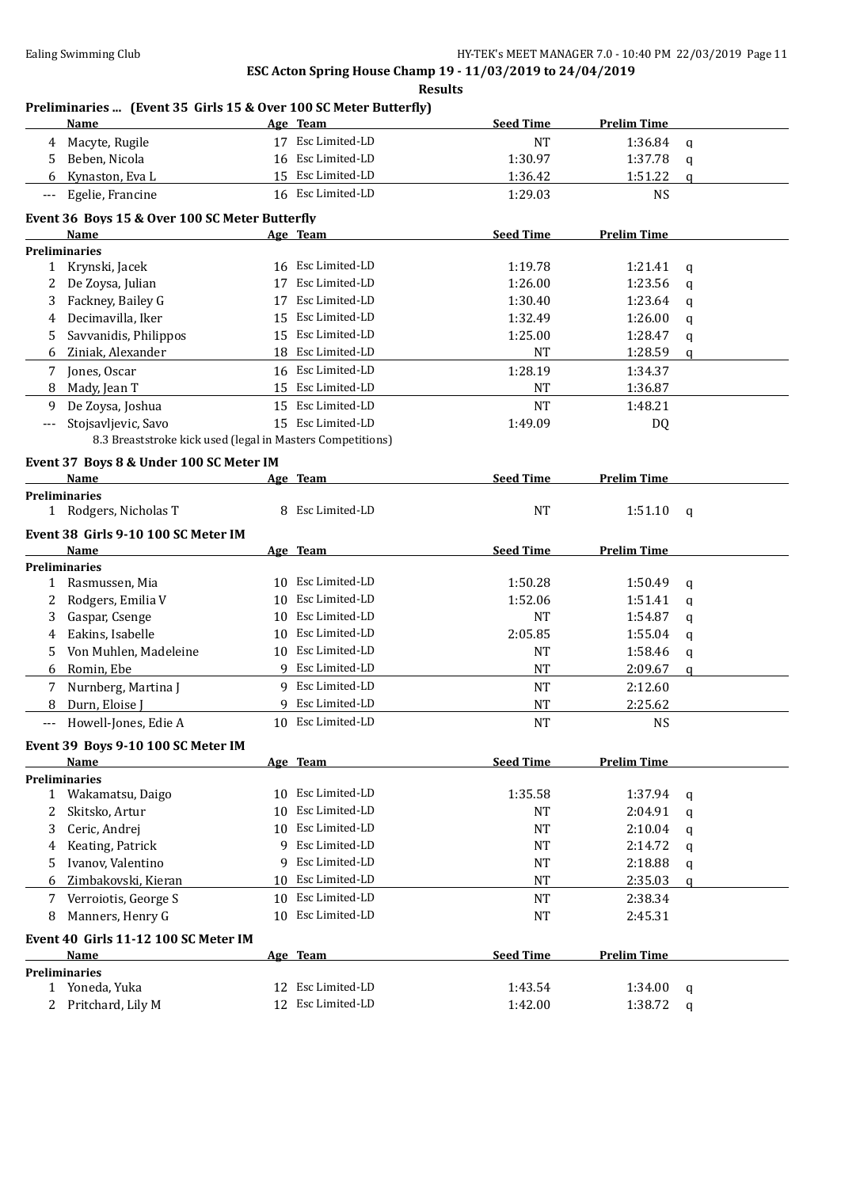## ESC Acton Spring House Champ 19 - 11/03/2019 to 24/04/2019

**Results**

### Preliminaries ... (Event 35 Girls 15 & Over 100 SC Meter Butterfly)

| | Name | Age | Team | Seed Time | Prelim Time | |
|---|---|---|---|---|---|---|
| 4 | Macyte, Rugile | 17 | Esc Limited-LD | NT | 1:36.84 | q |
| 5 | Beben, Nicola | 16 | Esc Limited-LD | 1:30.97 | 1:37.78 | q |
| 6 | Kynaston, Eva L | 15 | Esc Limited-LD | 1:36.42 | 1:51.22 | q |
| --- | Egelie, Francine | 16 | Esc Limited-LD | 1:29.03 | NS | |

### Event 36 Boys 15 & Over 100 SC Meter Butterfly

| | Name | Age | Team | Seed Time | Prelim Time | |
|---|---|---|---|---|---|---|
| **Preliminaries** | | | | | | |
| 1 | Krynski, Jacek | 16 | Esc Limited-LD | 1:19.78 | 1:21.41 | q |
| 2 | De Zoysa, Julian | 17 | Esc Limited-LD | 1:26.00 | 1:23.56 | q |
| 3 | Fackney, Bailey G | 17 | Esc Limited-LD | 1:30.40 | 1:23.64 | q |
| 4 | Decimavilla, Iker | 15 | Esc Limited-LD | 1:32.49 | 1:26.00 | q |
| 5 | Savvanidis, Philippos | 15 | Esc Limited-LD | 1:25.00 | 1:28.47 | q |
| 6 | Ziniak, Alexander | 18 | Esc Limited-LD | NT | 1:28.59 | q |
| 7 | Jones, Oscar | 16 | Esc Limited-LD | 1:28.19 | 1:34.37 | |
| 8 | Mady, Jean T | 15 | Esc Limited-LD | NT | 1:36.87 | |
| 9 | De Zoysa, Joshua | 15 | Esc Limited-LD | NT | 1:48.21 | |
| --- | Stojsavljevic, Savo | 15 | Esc Limited-LD | 1:49.09 | DQ | |

8.3 Breaststroke kick used (legal in Masters Competitions)

### Event 37 Boys 8 & Under 100 SC Meter IM

| | Name | Age | Team | Seed Time | Prelim Time | |
|---|---|---|---|---|---|---|
| **Preliminaries** | | | | | | |
| 1 | Rodgers, Nicholas T | 8 | Esc Limited-LD | NT | 1:51.10 | q |

### Event 38 Girls 9-10 100 SC Meter IM

| | Name | Age | Team | Seed Time | Prelim Time | |
|---|---|---|---|---|---|---|
| **Preliminaries** | | | | | | |
| 1 | Rasmussen, Mia | 10 | Esc Limited-LD | 1:50.28 | 1:50.49 | q |
| 2 | Rodgers, Emilia V | 10 | Esc Limited-LD | 1:52.06 | 1:51.41 | q |
| 3 | Gaspar, Csenge | 10 | Esc Limited-LD | NT | 1:54.87 | q |
| 4 | Eakins, Isabelle | 10 | Esc Limited-LD | 2:05.85 | 1:55.04 | q |
| 5 | Von Muhlen, Madeleine | 10 | Esc Limited-LD | NT | 1:58.46 | q |
| 6 | Romin, Ebe | 9 | Esc Limited-LD | NT | 2:09.67 | q |
| 7 | Nurnberg, Martina J | 9 | Esc Limited-LD | NT | 2:12.60 | |
| 8 | Durn, Eloise J | 9 | Esc Limited-LD | NT | 2:25.62 | |
| --- | Howell-Jones, Edie A | 10 | Esc Limited-LD | NT | NS | |

### Event 39 Boys 9-10 100 SC Meter IM

| | Name | Age | Team | Seed Time | Prelim Time | |
|---|---|---|---|---|---|---|
| **Preliminaries** | | | | | | |
| 1 | Wakamatsu, Daigo | 10 | Esc Limited-LD | 1:35.58 | 1:37.94 | q |
| 2 | Skitsko, Artur | 10 | Esc Limited-LD | NT | 2:04.91 | q |
| 3 | Ceric, Andrej | 10 | Esc Limited-LD | NT | 2:10.04 | q |
| 4 | Keating, Patrick | 9 | Esc Limited-LD | NT | 2:14.72 | q |
| 5 | Ivanov, Valentino | 9 | Esc Limited-LD | NT | 2:18.88 | q |
| 6 | Zimbakovski, Kieran | 10 | Esc Limited-LD | NT | 2:35.03 | q |
| 7 | Verroiotis, George S | 10 | Esc Limited-LD | NT | 2:38.34 | |
| 8 | Manners, Henry G | 10 | Esc Limited-LD | NT | 2:45.31 | |

### Event 40 Girls 11-12 100 SC Meter IM

| | Name | Age | Team | Seed Time | Prelim Time | |
|---|---|---|---|---|---|---|
| **Preliminaries** | | | | | | |
| 1 | Yoneda, Yuka | 12 | Esc Limited-LD | 1:43.54 | 1:34.00 | q |
| 2 | Pritchard, Lily M | 12 | Esc Limited-LD | 1:42.00 | 1:38.72 | q |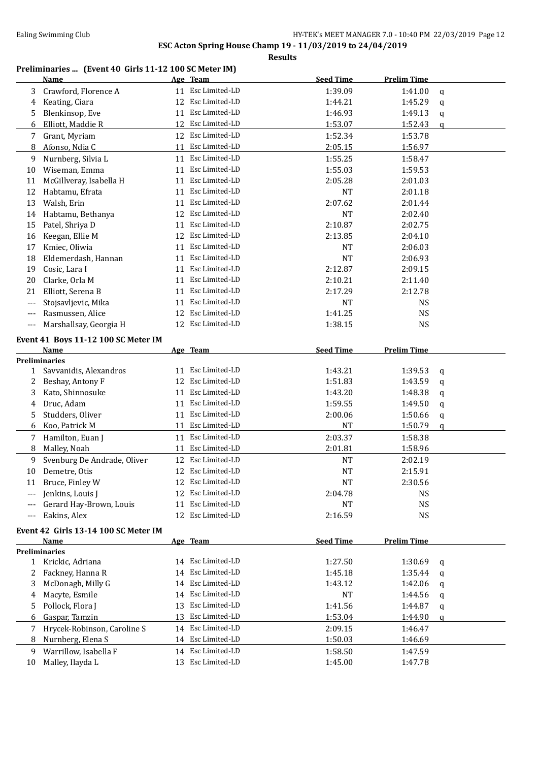**ESC Acton Spring House Champ 19 - 11/03/2019 to 24/04/2019**

**Results**

### Preliminaries ... (Event 40 Girls 11-12 100 SC Meter IM)

| | Name | Age | Team | Seed Time | Prelim Time | |
|---|---|---|---|---|---|---|
| 3 | Crawford, Florence A | 11 | Esc Limited-LD | 1:39.09 | 1:41.00 | q |
| 4 | Keating, Ciara | 12 | Esc Limited-LD | 1:44.21 | 1:45.29 | q |
| 5 | Blenkinsop, Eve | 11 | Esc Limited-LD | 1:46.93 | 1:49.13 | q |
| 6 | Elliott, Maddie R | 12 | Esc Limited-LD | 1:53.07 | 1:52.43 | q |
| 7 | Grant, Myriam | 12 | Esc Limited-LD | 1:52.34 | 1:53.78 | |
| 8 | Afonso, Ndia C | 11 | Esc Limited-LD | 2:05.15 | 1:56.97 | |
| 9 | Nurnberg, Silvia L | 11 | Esc Limited-LD | 1:55.25 | 1:58.47 | |
| 10 | Wiseman, Emma | 11 | Esc Limited-LD | 1:55.03 | 1:59.53 | |
| 11 | McGillveray, Isabella H | 11 | Esc Limited-LD | 2:05.28 | 2:01.03 | |
| 12 | Habtamu, Efrata | 11 | Esc Limited-LD | NT | 2:01.18 | |
| 13 | Walsh, Erin | 11 | Esc Limited-LD | 2:07.62 | 2:01.44 | |
| 14 | Habtamu, Bethanya | 12 | Esc Limited-LD | NT | 2:02.40 | |
| 15 | Patel, Shriya D | 11 | Esc Limited-LD | 2:10.87 | 2:02.75 | |
| 16 | Keegan, Ellie M | 12 | Esc Limited-LD | 2:13.85 | 2:04.10 | |
| 17 | Kmiec, Oliwia | 11 | Esc Limited-LD | NT | 2:06.03 | |
| 18 | Eldemerdash, Hannan | 11 | Esc Limited-LD | NT | 2:06.93 | |
| 19 | Cosic, Lara I | 11 | Esc Limited-LD | 2:12.87 | 2:09.15 | |
| 20 | Clarke, Orla M | 11 | Esc Limited-LD | 2:10.21 | 2:11.40 | |
| 21 | Elliott, Serena B | 11 | Esc Limited-LD | 2:17.29 | 2:12.78 | |
| --- | Stojsavljevic, Mika | 11 | Esc Limited-LD | NT | NS | |
| --- | Rasmussen, Alice | 12 | Esc Limited-LD | 1:41.25 | NS | |
| --- | Marshallsay, Georgia H | 12 | Esc Limited-LD | 1:38.15 | NS | |

### Event 41 Boys 11-12 100 SC Meter IM

**Preliminaries**

| | Name | Age | Team | Seed Time | Prelim Time | |
|---|---|---|---|---|---|---|
| 1 | Savvanidis, Alexandros | 11 | Esc Limited-LD | 1:43.21 | 1:39.53 | q |
| 2 | Beshay, Antony F | 12 | Esc Limited-LD | 1:51.83 | 1:43.59 | q |
| 3 | Kato, Shinnosuke | 11 | Esc Limited-LD | 1:43.20 | 1:48.38 | q |
| 4 | Druc, Adam | 11 | Esc Limited-LD | 1:59.55 | 1:49.50 | q |
| 5 | Studders, Oliver | 11 | Esc Limited-LD | 2:00.06 | 1:50.66 | q |
| 6 | Koo, Patrick M | 11 | Esc Limited-LD | NT | 1:50.79 | q |
| 7 | Hamilton, Euan J | 11 | Esc Limited-LD | 2:03.37 | 1:58.38 | |
| 8 | Malley, Noah | 11 | Esc Limited-LD | 2:01.81 | 1:58.96 | |
| 9 | Svenburg De Andrade, Oliver | 12 | Esc Limited-LD | NT | 2:02.19 | |
| 10 | Demetre, Otis | 12 | Esc Limited-LD | NT | 2:15.91 | |
| 11 | Bruce, Finley W | 12 | Esc Limited-LD | NT | 2:30.56 | |
| --- | Jenkins, Louis J | 12 | Esc Limited-LD | 2:04.78 | NS | |
| --- | Gerard Hay-Brown, Louis | 11 | Esc Limited-LD | NT | NS | |
| --- | Eakins, Alex | 12 | Esc Limited-LD | 2:16.59 | NS | |

### Event 42 Girls 13-14 100 SC Meter IM

**Preliminaries**

| | Name | Age | Team | Seed Time | Prelim Time | |
|---|---|---|---|---|---|---|
| 1 | Krickic, Adriana | 14 | Esc Limited-LD | 1:27.50 | 1:30.69 | q |
| 2 | Fackney, Hanna R | 14 | Esc Limited-LD | 1:45.18 | 1:35.44 | q |
| 3 | McDonagh, Milly G | 14 | Esc Limited-LD | 1:43.12 | 1:42.06 | q |
| 4 | Macyte, Esmile | 14 | Esc Limited-LD | NT | 1:44.56 | q |
| 5 | Pollock, Flora J | 13 | Esc Limited-LD | 1:41.56 | 1:44.87 | q |
| 6 | Gaspar, Tamzin | 13 | Esc Limited-LD | 1:53.04 | 1:44.90 | q |
| 7 | Hrycek-Robinson, Caroline S | 14 | Esc Limited-LD | 2:09.15 | 1:46.47 | |
| 8 | Nurnberg, Elena S | 14 | Esc Limited-LD | 1:50.03 | 1:46.69 | |
| 9 | Warrillow, Isabella F | 14 | Esc Limited-LD | 1:58.50 | 1:47.59 | |
| 10 | Malley, Ilayda L | 13 | Esc Limited-LD | 1:45.00 | 1:47.78 | |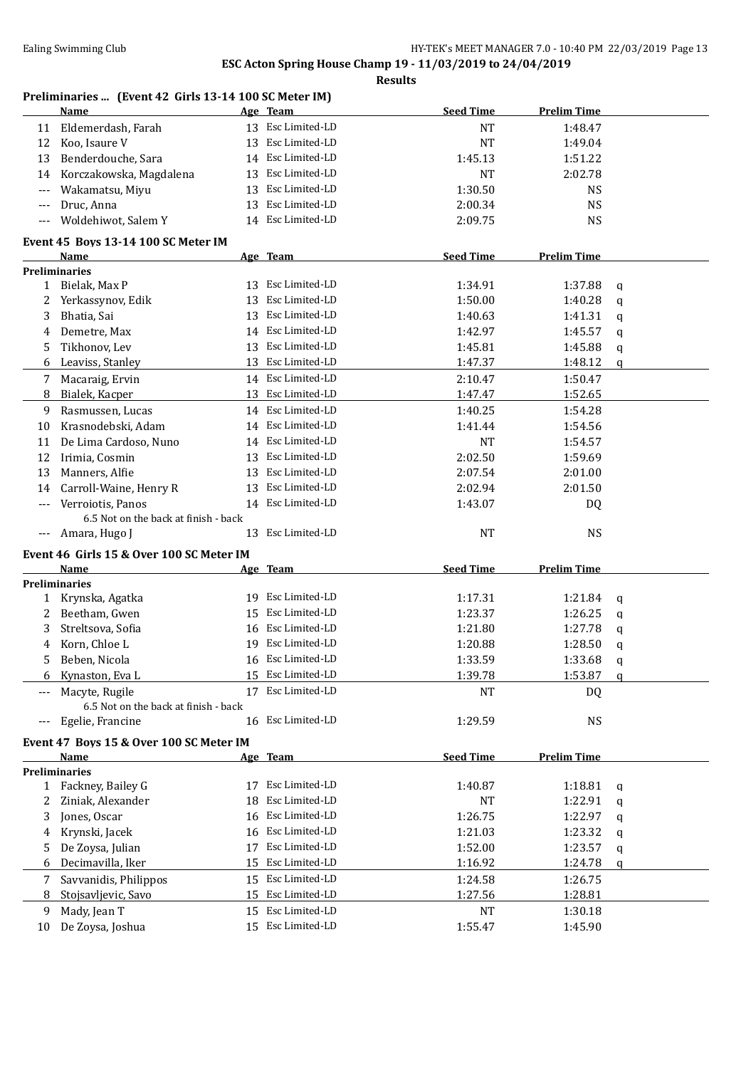**ESC Acton Spring House Champ 19 - 11/03/2019 to 24/04/2019**

**Results**

### Preliminaries ... (Event 42 Girls 13-14 100 SC Meter IM)

| | Name | Age | Team | Seed Time | Prelim Time | |
|---|---|---|---|---|---|---|
| 11 | Eldemerdash, Farah | 13 | Esc Limited-LD | NT | 1:48.47 | |
| 12 | Koo, Isaure V | 13 | Esc Limited-LD | NT | 1:49.04 | |
| 13 | Benderdouche, Sara | 14 | Esc Limited-LD | 1:45.13 | 1:51.22 | |
| 14 | Korczakowska, Magdalena | 13 | Esc Limited-LD | NT | 2:02.78 | |
| --- | Wakamatsu, Miyu | 13 | Esc Limited-LD | 1:30.50 | NS | |
| --- | Druc, Anna | 13 | Esc Limited-LD | 2:00.34 | NS | |
| --- | Woldehiwot, Salem Y | 14 | Esc Limited-LD | 2:09.75 | NS | |

### Event 45 Boys 13-14 100 SC Meter IM

| | Name | Age | Team | Seed Time | Prelim Time | |
|---|---|---|---|---|---|---|
| **Preliminaries** | | | | | | |
| 1 | Bielak, Max P | 13 | Esc Limited-LD | 1:34.91 | 1:37.88 | q |
| 2 | Yerkassynov, Edik | 13 | Esc Limited-LD | 1:50.00 | 1:40.28 | q |
| 3 | Bhatia, Sai | 13 | Esc Limited-LD | 1:40.63 | 1:41.31 | q |
| 4 | Demetre, Max | 14 | Esc Limited-LD | 1:42.97 | 1:45.57 | q |
| 5 | Tikhonov, Lev | 13 | Esc Limited-LD | 1:45.81 | 1:45.88 | q |
| 6 | Leaviss, Stanley | 13 | Esc Limited-LD | 1:47.37 | 1:48.12 | q |
| 7 | Macaraig, Ervin | 14 | Esc Limited-LD | 2:10.47 | 1:50.47 | |
| 8 | Bialek, Kacper | 13 | Esc Limited-LD | 1:47.47 | 1:52.65 | |
| 9 | Rasmussen, Lucas | 14 | Esc Limited-LD | 1:40.25 | 1:54.28 | |
| 10 | Krasnodebski, Adam | 14 | Esc Limited-LD | 1:41.44 | 1:54.56 | |
| 11 | De Lima Cardoso, Nuno | 14 | Esc Limited-LD | NT | 1:54.57 | |
| 12 | Irimia, Cosmin | 13 | Esc Limited-LD | 2:02.50 | 1:59.69 | |
| 13 | Manners, Alfie | 13 | Esc Limited-LD | 2:07.54 | 2:01.00 | |
| 14 | Carroll-Waine, Henry R | 13 | Esc Limited-LD | 2:02.94 | 2:01.50 | |
| --- | Verroiotis, Panos | 14 | Esc Limited-LD | 1:43.07 | DQ | |
| | 6.5 Not on the back at finish - back | | | | | |
| --- | Amara, Hugo J | 13 | Esc Limited-LD | NT | NS | |

### Event 46 Girls 15 & Over 100 SC Meter IM

| | Name | Age | Team | Seed Time | Prelim Time | |
|---|---|---|---|---|---|---|
| **Preliminaries** | | | | | | |
| 1 | Krynska, Agatka | 19 | Esc Limited-LD | 1:17.31 | 1:21.84 | q |
| 2 | Beetham, Gwen | 15 | Esc Limited-LD | 1:23.37 | 1:26.25 | q |
| 3 | Streltsova, Sofia | 16 | Esc Limited-LD | 1:21.80 | 1:27.78 | q |
| 4 | Korn, Chloe L | 19 | Esc Limited-LD | 1:20.88 | 1:28.50 | q |
| 5 | Beben, Nicola | 16 | Esc Limited-LD | 1:33.59 | 1:33.68 | q |
| 6 | Kynaston, Eva L | 15 | Esc Limited-LD | 1:39.78 | 1:53.87 | q |
| --- | Macyte, Rugile | 17 | Esc Limited-LD | NT | DQ | |
| | 6.5 Not on the back at finish - back | | | | | |
| --- | Egelie, Francine | 16 | Esc Limited-LD | 1:29.59 | NS | |

### Event 47 Boys 15 & Over 100 SC Meter IM

| | Name | Age | Team | Seed Time | Prelim Time | |
|---|---|---|---|---|---|---|
| **Preliminaries** | | | | | | |
| 1 | Fackney, Bailey G | 17 | Esc Limited-LD | 1:40.87 | 1:18.81 | q |
| 2 | Ziniak, Alexander | 18 | Esc Limited-LD | NT | 1:22.91 | q |
| 3 | Jones, Oscar | 16 | Esc Limited-LD | 1:26.75 | 1:22.97 | q |
| 4 | Krynski, Jacek | 16 | Esc Limited-LD | 1:21.03 | 1:23.32 | q |
| 5 | De Zoysa, Julian | 17 | Esc Limited-LD | 1:52.00 | 1:23.57 | q |
| 6 | Decimavilla, Iker | 15 | Esc Limited-LD | 1:16.92 | 1:24.78 | q |
| 7 | Savvanidis, Philippos | 15 | Esc Limited-LD | 1:24.58 | 1:26.75 | |
| 8 | Stojsavljevic, Savo | 15 | Esc Limited-LD | 1:27.56 | 1:28.81 | |
| 9 | Mady, Jean T | 15 | Esc Limited-LD | NT | 1:30.18 | |
| 10 | De Zoysa, Joshua | 15 | Esc Limited-LD | 1:55.47 | 1:45.90 | |